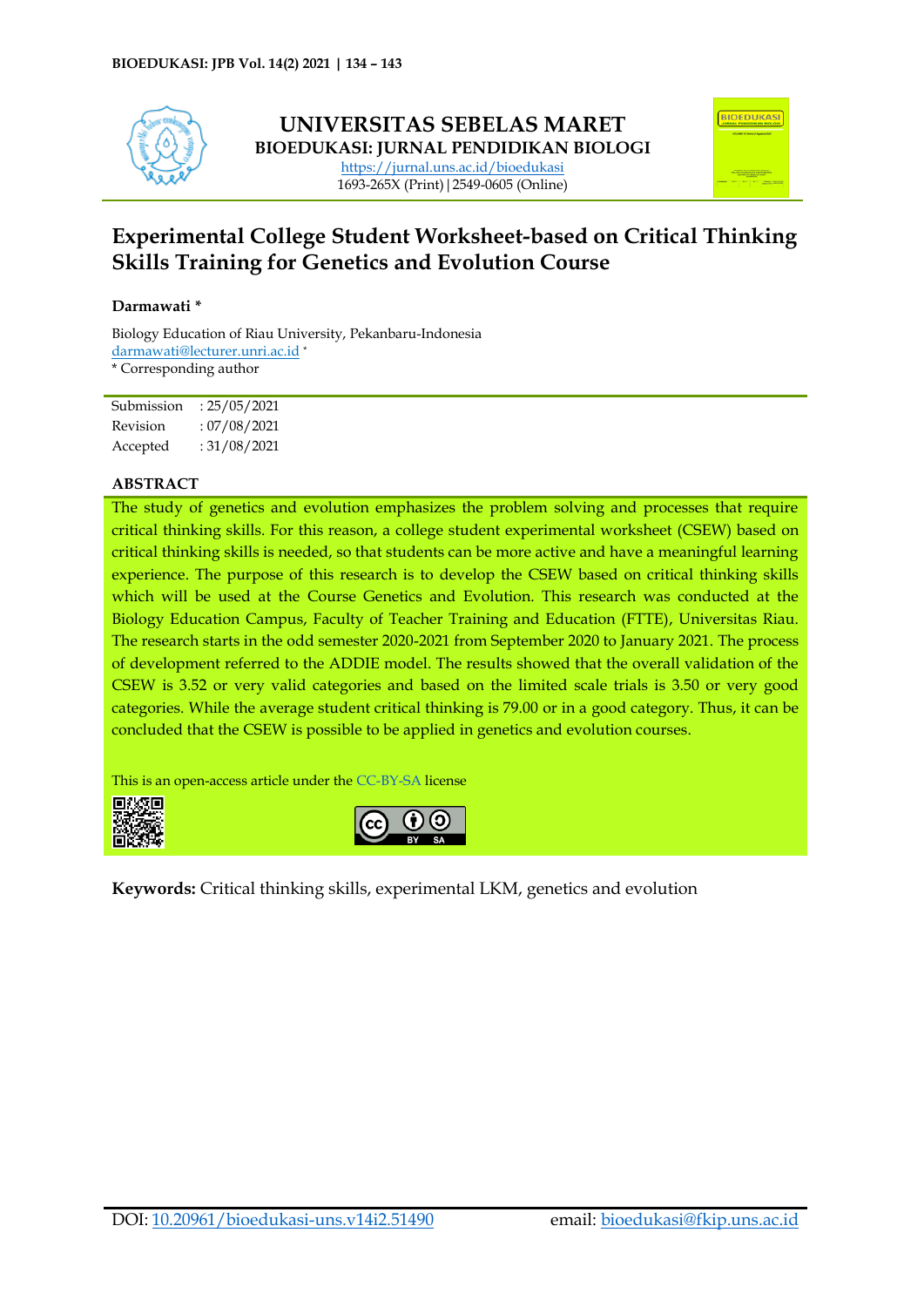UNIVERSITAS SEBELAS MARET
**BIOEDUKASI: JURNAL PENDIDIKAN BIOLOGI**
https://jurnal.uns.ac.id/bioedukasi
1693-265X (Print) | 2549-0605 (Online)

# Experimental College Student Worksheet-based on Critical Thinking Skills Training for Genetics and Evolution Course

**Darmawati ***

Biology Education of Riau University, Pekanbaru-Indonesia
darmawati@lecturer.unri.ac.id *
* Corresponding author

| | |
|---|---|
| Submission | : 25/05/2021 |
| Revision | : 07/08/2021 |
| Accepted | : 31/08/2021 |

## ABSTRACT

The study of genetics and evolution emphasizes the problem solving and processes that require critical thinking skills. For this reason, a college student experimental worksheet (CSEW) based on critical thinking skills is needed, so that students can be more active and have a meaningful learning experience. The purpose of this research is to develop the CSEW based on critical thinking skills which will be used at the Course Genetics and Evolution. This research was conducted at the Biology Education Campus, Faculty of Teacher Training and Education (FTTE), Universitas Riau. The research starts in the odd semester 2020-2021 from September 2020 to January 2021. The process of development referred to the ADDIE model. The results showed that the overall validation of the CSEW is 3.52 or very valid categories and based on the limited scale trials is 3.50 or very good categories. While the average student critical thinking is 79.00 or in a good category. Thus, it can be concluded that the CSEW is possible to be applied in genetics and evolution courses.

This is an open-access article under the CC-BY-SA license

**Keywords:** Critical thinking skills, experimental LKM, genetics and evolution

DOI: 10.20961/bioedukasi-uns.v14i2.51490 email: bioedukasi@fkip.uns.ac.id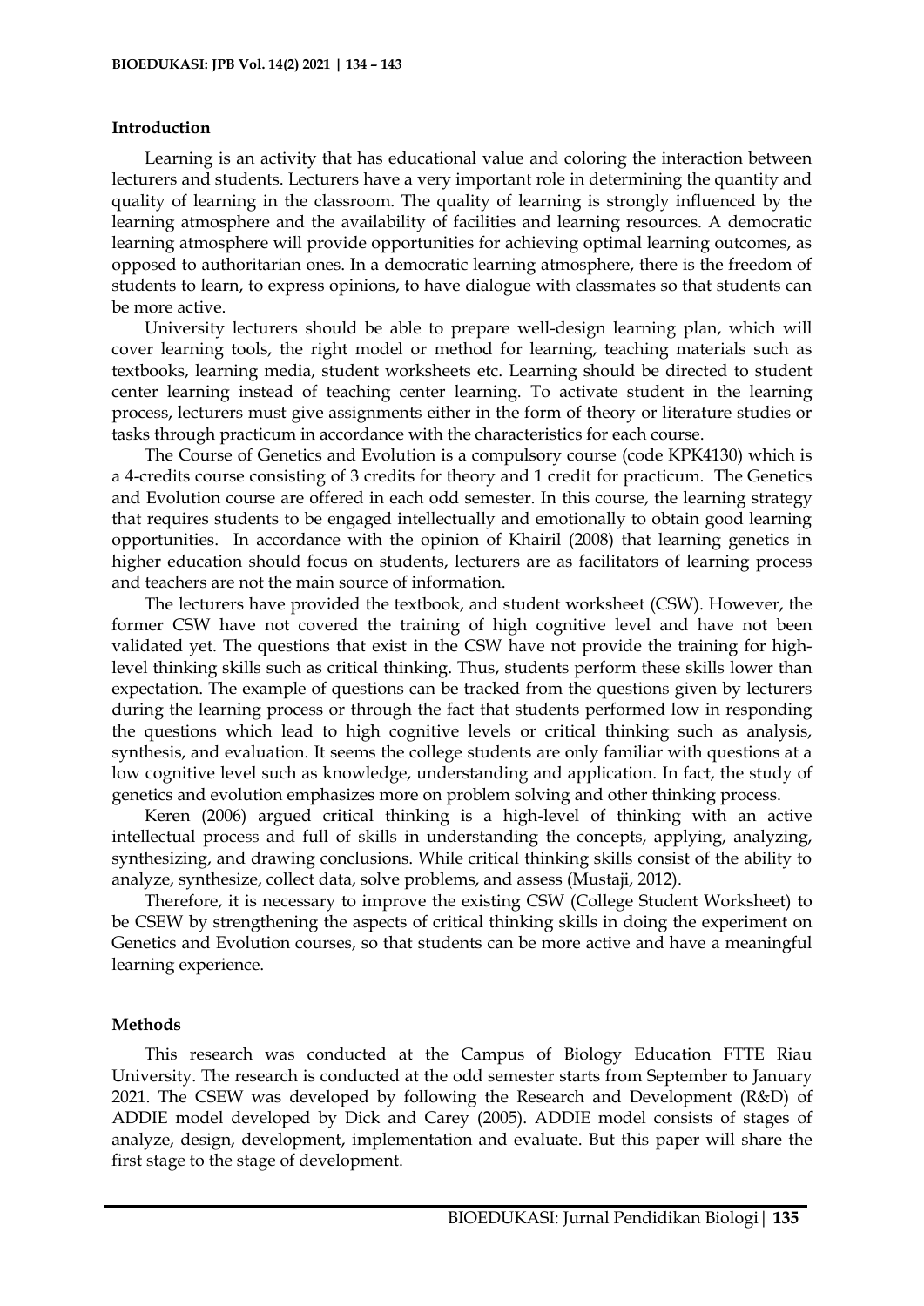## Introduction

Learning is an activity that has educational value and coloring the interaction between lecturers and students. Lecturers have a very important role in determining the quantity and quality of learning in the classroom. The quality of learning is strongly influenced by the learning atmosphere and the availability of facilities and learning resources. A democratic learning atmosphere will provide opportunities for achieving optimal learning outcomes, as opposed to authoritarian ones. In a democratic learning atmosphere, there is the freedom of students to learn, to express opinions, to have dialogue with classmates so that students can be more active.

University lecturers should be able to prepare well-design learning plan, which will cover learning tools, the right model or method for learning, teaching materials such as textbooks, learning media, student worksheets etc. Learning should be directed to student center learning instead of teaching center learning. To activate student in the learning process, lecturers must give assignments either in the form of theory or literature studies or tasks through practicum in accordance with the characteristics for each course.

The Course of Genetics and Evolution is a compulsory course (code KPK4130) which is a 4-credits course consisting of 3 credits for theory and 1 credit for practicum. The Genetics and Evolution course are offered in each odd semester. In this course, the learning strategy that requires students to be engaged intellectually and emotionally to obtain good learning opportunities. In accordance with the opinion of Khairil (2008) that learning genetics in higher education should focus on students, lecturers are as facilitators of learning process and teachers are not the main source of information.

The lecturers have provided the textbook, and student worksheet (CSW). However, the former CSW have not covered the training of high cognitive level and have not been validated yet. The questions that exist in the CSW have not provide the training for high-level thinking skills such as critical thinking. Thus, students perform these skills lower than expectation. The example of questions can be tracked from the questions given by lecturers during the learning process or through the fact that students performed low in responding the questions which lead to high cognitive levels or critical thinking such as analysis, synthesis, and evaluation. It seems the college students are only familiar with questions at a low cognitive level such as knowledge, understanding and application. In fact, the study of genetics and evolution emphasizes more on problem solving and other thinking process.

Keren (2006) argued critical thinking is a high-level of thinking with an active intellectual process and full of skills in understanding the concepts, applying, analyzing, synthesizing, and drawing conclusions. While critical thinking skills consist of the ability to analyze, synthesize, collect data, solve problems, and assess (Mustaji, 2012).

Therefore, it is necessary to improve the existing CSW (College Student Worksheet) to be CSEW by strengthening the aspects of critical thinking skills in doing the experiment on Genetics and Evolution courses, so that students can be more active and have a meaningful learning experience.

## Methods

This research was conducted at the Campus of Biology Education FTTE Riau University. The research is conducted at the odd semester starts from September to January 2021. The CSEW was developed by following the Research and Development (R&D) of ADDIE model developed by Dick and Carey (2005). ADDIE model consists of stages of analyze, design, development, implementation and evaluate. But this paper will share the first stage to the stage of development.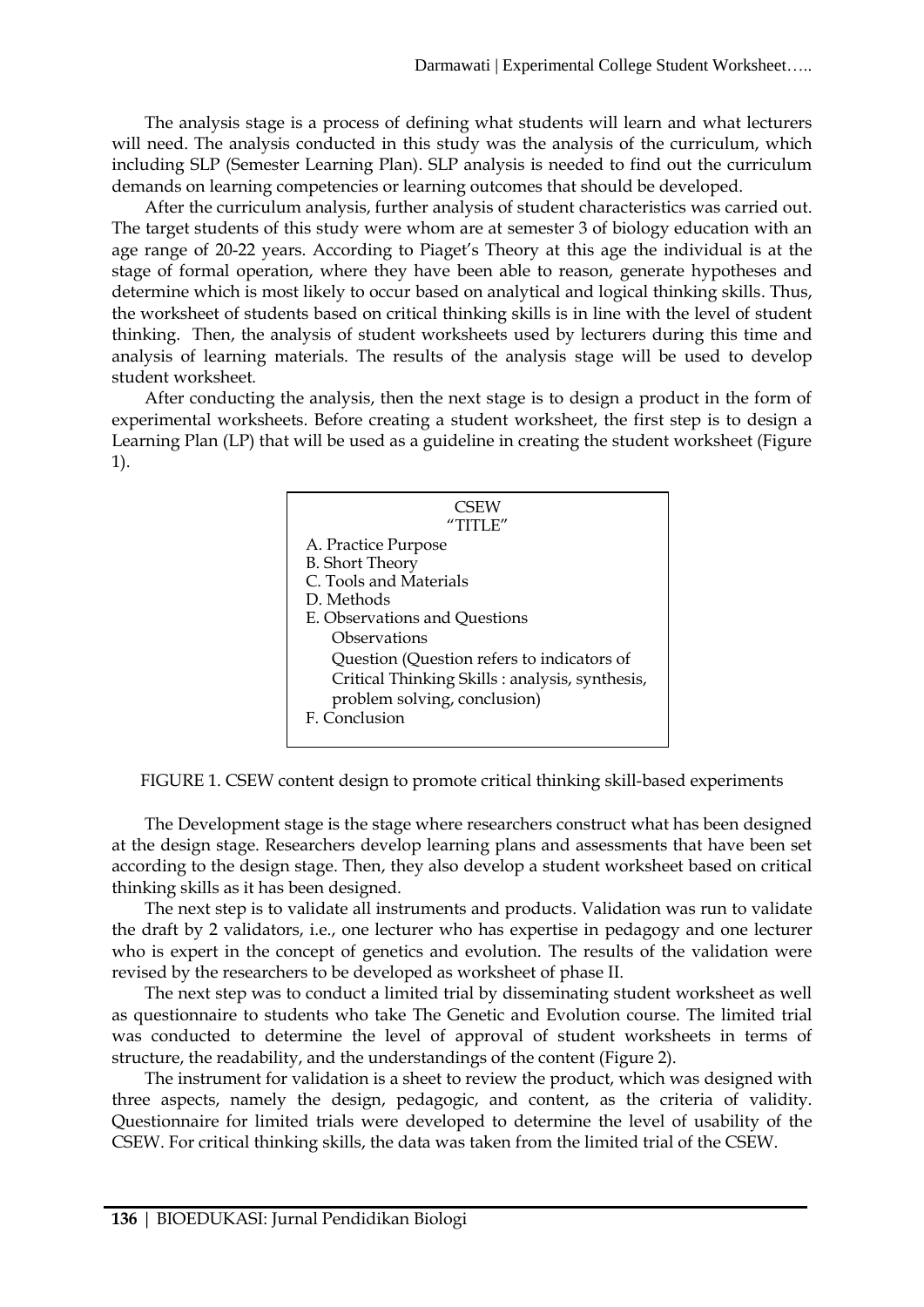The analysis stage is a process of defining what students will learn and what lecturers will need. The analysis conducted in this study was the analysis of the curriculum, which including SLP (Semester Learning Plan). SLP analysis is needed to find out the curriculum demands on learning competencies or learning outcomes that should be developed.

After the curriculum analysis, further analysis of student characteristics was carried out. The target students of this study were whom are at semester 3 of biology education with an age range of 20-22 years. According to Piaget's Theory at this age the individual is at the stage of formal operation, where they have been able to reason, generate hypotheses and determine which is most likely to occur based on analytical and logical thinking skills. Thus, the worksheet of students based on critical thinking skills is in line with the level of student thinking. Then, the analysis of student worksheets used by lecturers during this time and analysis of learning materials. The results of the analysis stage will be used to develop student worksheet.

After conducting the analysis, then the next stage is to design a product in the form of experimental worksheets. Before creating a student worksheet, the first step is to design a Learning Plan (LP) that will be used as a guideline in creating the student worksheet (Figure 1).

```
CSEW
"TITLE"
A. Practice Purpose
B. Short Theory
C. Tools and Materials
D. Methods
E. Observations and Questions
   Observations
   Question (Question refers to indicators of
   Critical Thinking Skills : analysis, synthesis,
   problem solving, conclusion)
F. Conclusion
```

FIGURE 1. CSEW content design to promote critical thinking skill-based experiments

The Development stage is the stage where researchers construct what has been designed at the design stage. Researchers develop learning plans and assessments that have been set according to the design stage. Then, they also develop a student worksheet based on critical thinking skills as it has been designed.

The next step is to validate all instruments and products. Validation was run to validate the draft by 2 validators, i.e., one lecturer who has expertise in pedagogy and one lecturer who is expert in the concept of genetics and evolution. The results of the validation were revised by the researchers to be developed as worksheet of phase II.

The next step was to conduct a limited trial by disseminating student worksheet as well as questionnaire to students who take The Genetic and Evolution course. The limited trial was conducted to determine the level of approval of student worksheets in terms of structure, the readability, and the understandings of the content (Figure 2).

The instrument for validation is a sheet to review the product, which was designed with three aspects, namely the design, pedagogic, and content, as the criteria of validity. Questionnaire for limited trials were developed to determine the level of usability of the CSEW. For critical thinking skills, the data was taken from the limited trial of the CSEW.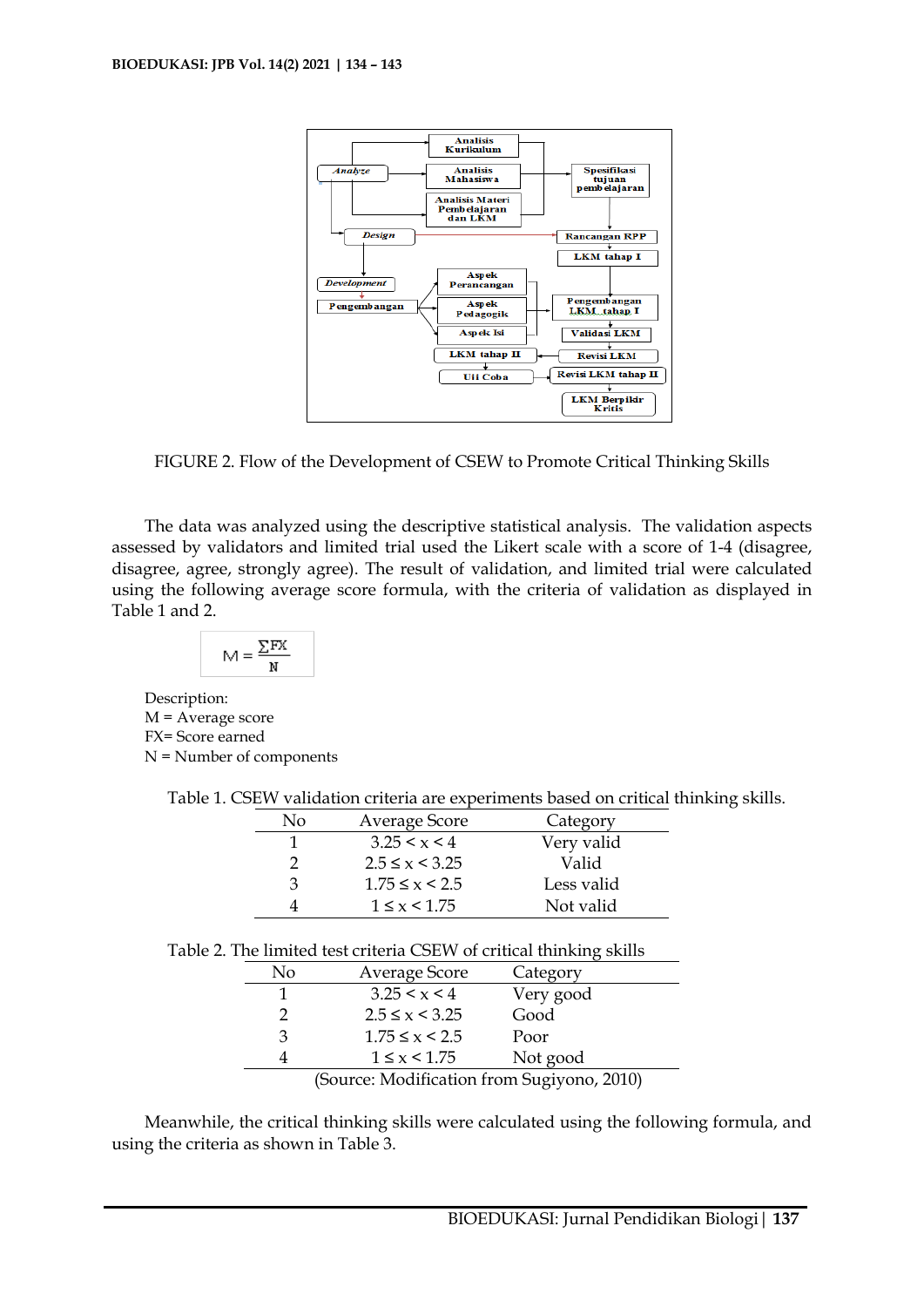FIGURE 2. Flow of the Development of CSEW to Promote Critical Thinking Skills

The data was analyzed using the descriptive statistical analysis. The validation aspects assessed by validators and limited trial used the Likert scale with a score of 1-4 (disagree, disagree, agree, strongly agree). The result of validation, and limited trial were calculated using the following average score formula, with the criteria of validation as displayed in Table 1 and 2.

$$M = \frac{\sum FX}{N}$$

Description:
M = Average score
FX= Score earned
N = Number of components

Table 1. CSEW validation criteria are experiments based on critical thinking skills.

| No | Average Score | Category |
|---|---|---|
| 1 | $3.25 < x < 4$ | Very valid |
| 2 | $2.5 \leq x < 3.25$ | Valid |
| 3 | $1.75 \leq x < 2.5$ | Less valid |
| 4 | $1 \leq x < 1.75$ | Not valid |

Table 2. The limited test criteria CSEW of critical thinking skills

| No | Average Score | Category |
|---|---|---|
| 1 | $3.25 < x < 4$ | Very good |
| 2 | $2.5 \leq x < 3.25$ | Good |
| 3 | $1.75 \leq x < 2.5$ | Poor |
| 4 | $1 \leq x < 1.75$ | Not good |

(Source: Modification from Sugiyono, 2010)

Meanwhile, the critical thinking skills were calculated using the following formula, and using the criteria as shown in Table 3.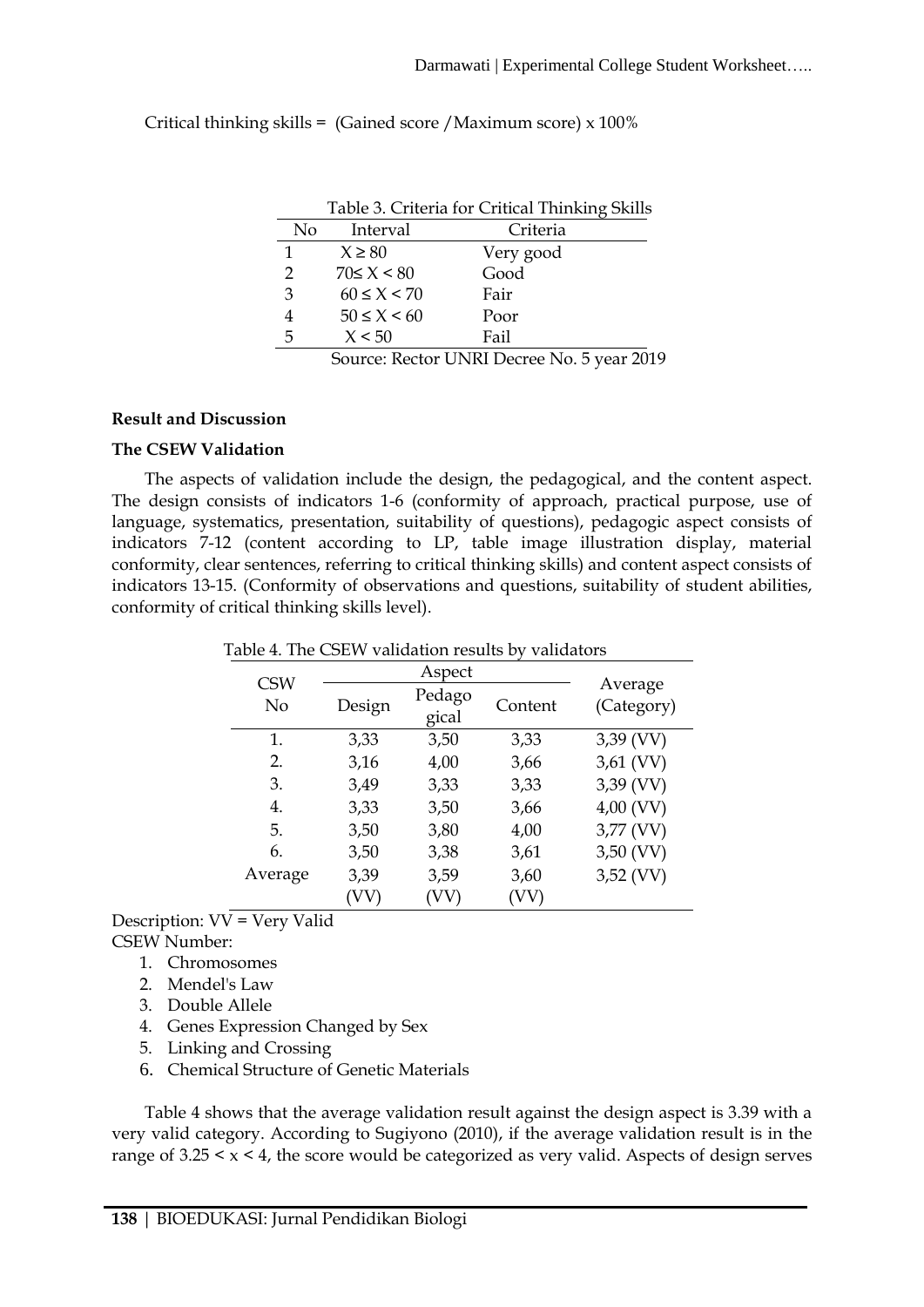Critical thinking skills = (Gained score / Maximum score) x 100%

Table 3. Criteria for Critical Thinking Skills

| No | Interval | Criteria |
|---|---|---|
| 1 | $X \geq 80$ | Very good |
| 2 | $70 \leq X < 80$ | Good |
| 3 | $60 \leq X < 70$ | Fair |
| 4 | $50 \leq X < 60$ | Poor |
| 5 | $X < 50$ | Fail |

Source: Rector UNRI Decree No. 5 year 2019

**Result and Discussion**

**The CSEW Validation**

The aspects of validation include the design, the pedagogical, and the content aspect. The design consists of indicators 1-6 (conformity of approach, practical purpose, use of language, systematics, presentation, suitability of questions), pedagogic aspect consists of indicators 7-12 (content according to LP, table image illustration display, material conformity, clear sentences, referring to critical thinking skills) and content aspect consists of indicators 13-15. (Conformity of observations and questions, suitability of student abilities, conformity of critical thinking skills level).

Table 4. The CSEW validation results by validators

| CSW No | Aspect | | | Average (Category) |
|---|---|---|---|---|
| | Design | Pedagogical | Content | |
| 1. | 3,33 | 3,50 | 3,33 | 3,39 (VV) |
| 2. | 3,16 | 4,00 | 3,66 | 3,61 (VV) |
| 3. | 3,49 | 3,33 | 3,33 | 3,39 (VV) |
| 4. | 3,33 | 3,50 | 3,66 | 4,00 (VV) |
| 5. | 3,50 | 3,80 | 4,00 | 3,77 (VV) |
| 6. | 3,50 | 3,38 | 3,61 | 3,50 (VV) |
| Average | 3,39 (VV) | 3,59 (VV) | 3,60 (VV) | 3,52 (VV) |

Description: VV = Very Valid

CSEW Number:

1. Chromosomes
2. Mendel's Law
3. Double Allele
4. Genes Expression Changed by Sex
5. Linking and Crossing
6. Chemical Structure of Genetic Materials

Table 4 shows that the average validation result against the design aspect is 3.39 with a very valid category. According to Sugiyono (2010), if the average validation result is in the range of $3.25 < x < 4$, the score would be categorized as very valid. Aspects of design serves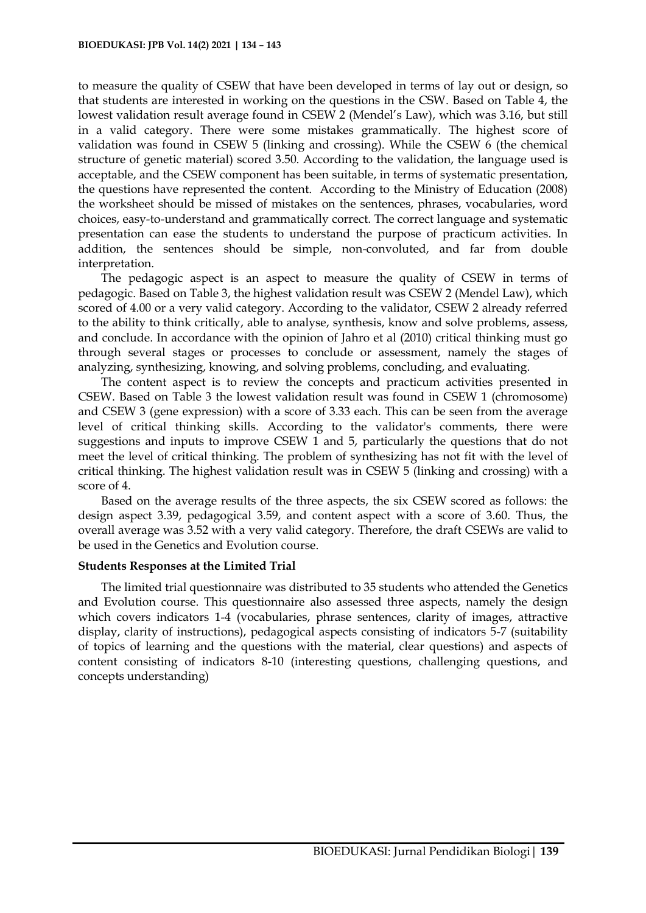to measure the quality of CSEW that have been developed in terms of lay out or design, so that students are interested in working on the questions in the CSW. Based on Table 4, the lowest validation result average found in CSEW 2 (Mendel's Law), which was 3.16, but still in a valid category. There were some mistakes grammatically. The highest score of validation was found in CSEW 5 (linking and crossing). While the CSEW 6 (the chemical structure of genetic material) scored 3.50. According to the validation, the language used is acceptable, and the CSEW component has been suitable, in terms of systematic presentation, the questions have represented the content. According to the Ministry of Education (2008) the worksheet should be missed of mistakes on the sentences, phrases, vocabularies, word choices, easy-to-understand and grammatically correct. The correct language and systematic presentation can ease the students to understand the purpose of practicum activities. In addition, the sentences should be simple, non-convoluted, and far from double interpretation.

The pedagogic aspect is an aspect to measure the quality of CSEW in terms of pedagogic. Based on Table 3, the highest validation result was CSEW 2 (Mendel Law), which scored of 4.00 or a very valid category. According to the validator, CSEW 2 already referred to the ability to think critically, able to analyse, synthesis, know and solve problems, assess, and conclude. In accordance with the opinion of Jahro et al (2010) critical thinking must go through several stages or processes to conclude or assessment, namely the stages of analyzing, synthesizing, knowing, and solving problems, concluding, and evaluating.

The content aspect is to review the concepts and practicum activities presented in CSEW. Based on Table 3 the lowest validation result was found in CSEW 1 (chromosome) and CSEW 3 (gene expression) with a score of 3.33 each. This can be seen from the average level of critical thinking skills. According to the validator's comments, there were suggestions and inputs to improve CSEW 1 and 5, particularly the questions that do not meet the level of critical thinking. The problem of synthesizing has not fit with the level of critical thinking. The highest validation result was in CSEW 5 (linking and crossing) with a score of 4.

Based on the average results of the three aspects, the six CSEW scored as follows: the design aspect 3.39, pedagogical 3.59, and content aspect with a score of 3.60. Thus, the overall average was 3.52 with a very valid category. Therefore, the draft CSEWs are valid to be used in the Genetics and Evolution course.

**Students Responses at the Limited Trial**

The limited trial questionnaire was distributed to 35 students who attended the Genetics and Evolution course. This questionnaire also assessed three aspects, namely the design which covers indicators 1-4 (vocabularies, phrase sentences, clarity of images, attractive display, clarity of instructions), pedagogical aspects consisting of indicators 5-7 (suitability of topics of learning and the questions with the material, clear questions) and aspects of content consisting of indicators 8-10 (interesting questions, challenging questions, and concepts understanding)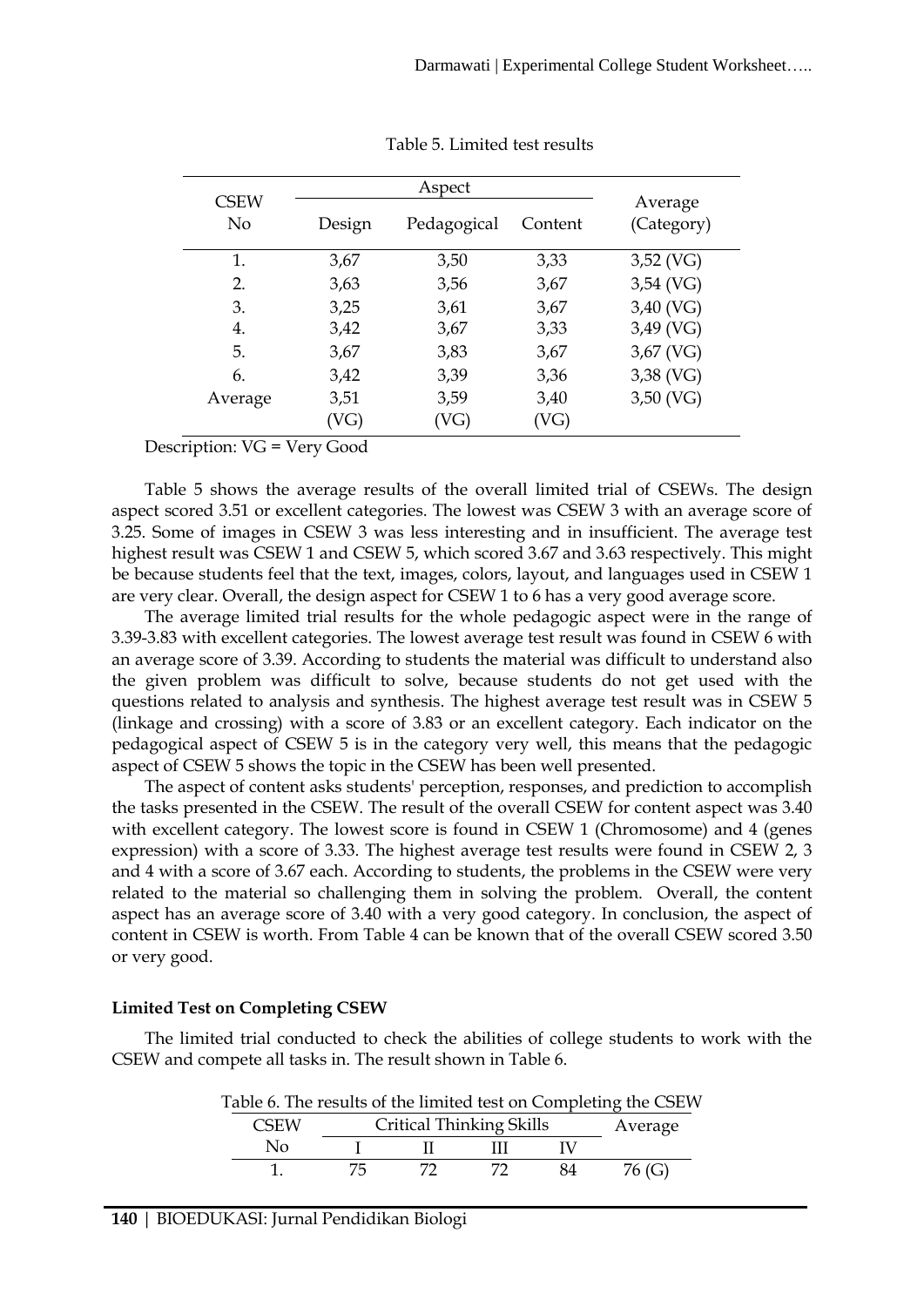Table 5. Limited test results

| CSEW No | Aspect | | | Average (Category) |
|---|---|---|---|---|
| | Design | Pedagogical | Content | |
| 1. | 3,67 | 3,50 | 3,33 | 3,52 (VG) |
| 2. | 3,63 | 3,56 | 3,67 | 3,54 (VG) |
| 3. | 3,25 | 3,61 | 3,67 | 3,40 (VG) |
| 4. | 3,42 | 3,67 | 3,33 | 3,49 (VG) |
| 5. | 3,67 | 3,83 | 3,67 | 3,67 (VG) |
| 6. | 3,42 | 3,39 | 3,36 | 3,38 (VG) |
| Average | 3,51 (VG) | 3,59 (VG) | 3,40 (VG) | 3,50 (VG) |

Description: VG = Very Good

Table 5 shows the average results of the overall limited trial of CSEWs. The design aspect scored 3.51 or excellent categories. The lowest was CSEW 3 with an average score of 3.25. Some of images in CSEW 3 was less interesting and in insufficient. The average test highest result was CSEW 1 and CSEW 5, which scored 3.67 and 3.63 respectively. This might be because students feel that the text, images, colors, layout, and languages used in CSEW 1 are very clear. Overall, the design aspect for CSEW 1 to 6 has a very good average score.

The average limited trial results for the whole pedagogic aspect were in the range of 3.39-3.83 with excellent categories. The lowest average test result was found in CSEW 6 with an average score of 3.39. According to students the material was difficult to understand also the given problem was difficult to solve, because students do not get used with the questions related to analysis and synthesis. The highest average test result was in CSEW 5 (linkage and crossing) with a score of 3.83 or an excellent category. Each indicator on the pedagogical aspect of CSEW 5 is in the category very well, this means that the pedagogic aspect of CSEW 5 shows the topic in the CSEW has been well presented.

The aspect of content asks students' perception, responses, and prediction to accomplish the tasks presented in the CSEW. The result of the overall CSEW for content aspect was 3.40 with excellent category. The lowest score is found in CSEW 1 (Chromosome) and 4 (genes expression) with a score of 3.33. The highest average test results were found in CSEW 2, 3 and 4 with a score of 3.67 each. According to students, the problems in the CSEW were very related to the material so challenging them in solving the problem. Overall, the content aspect has an average score of 3.40 with a very good category. In conclusion, the aspect of content in CSEW is worth. From Table 4 can be known that of the overall CSEW scored 3.50 or very good.

**Limited Test on Completing CSEW**

The limited trial conducted to check the abilities of college students to work with the CSEW and compete all tasks in. The result shown in Table 6.

Table 6. The results of the limited test on Completing the CSEW

| CSEW No | Critical Thinking Skills | | | | Average |
|---|---|---|---|---|---|
| | I | II | III | IV | |
| 1. | 75 | 72 | 72 | 84 | 76 (G) |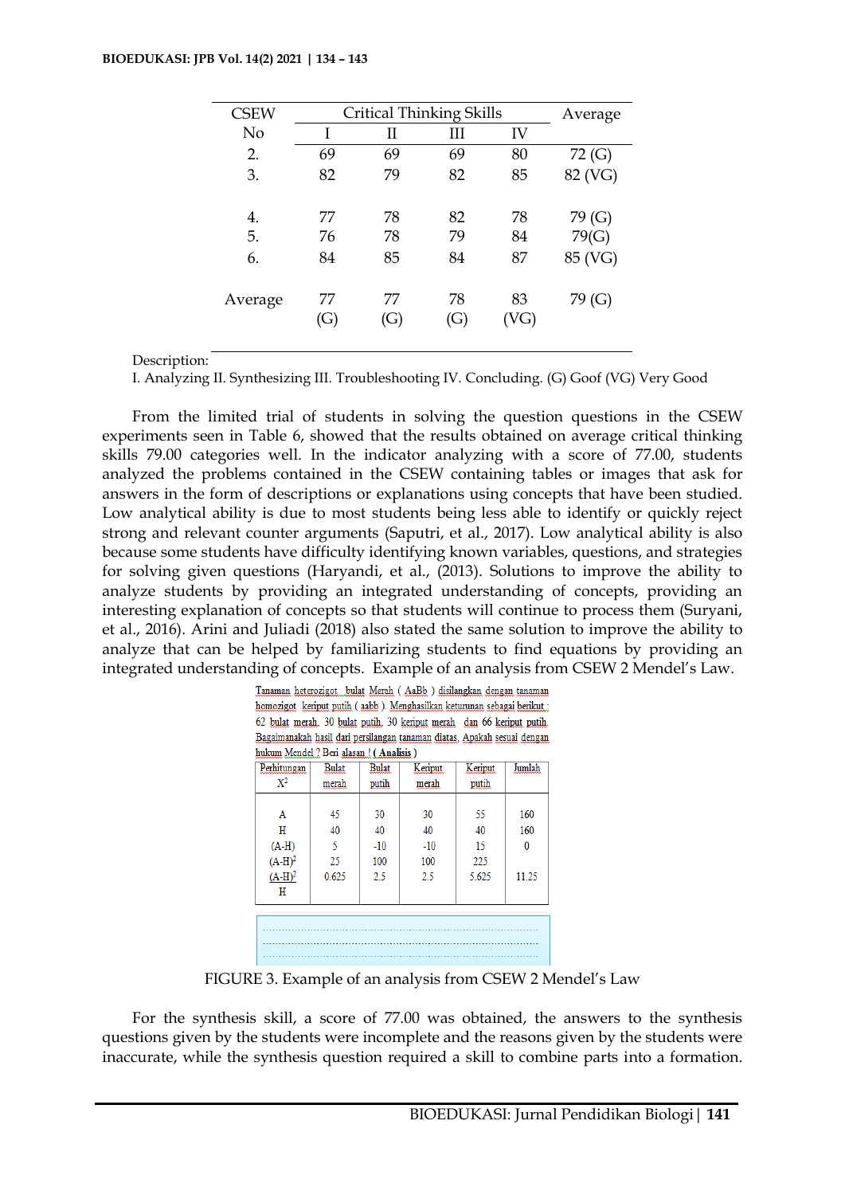| CSEW No | Critical Thinking Skills | | | | Average |
|---|---|---|---|---|---|
| | I | II | III | IV | |
| 2. | 69 | 69 | 69 | 80 | 72 (G) |
| 3. | 82 | 79 | 82 | 85 | 82 (VG) |
| 4. | 77 | 78 | 82 | 78 | 79 (G) |
| 5. | 76 | 78 | 79 | 84 | 79(G) |
| 6. | 84 | 85 | 84 | 87 | 85 (VG) |
| Average | 77 (G) | 77 (G) | 78 (G) | 83 (VG) | 79 (G) |

Description:
I. Analyzing II. Synthesizing III. Troubleshooting IV. Concluding. (G) Goof (VG) Very Good

From the limited trial of students in solving the question questions in the CSEW experiments seen in Table 6, showed that the results obtained on average critical thinking skills 79.00 categories well. In the indicator analyzing with a score of 77.00, students analyzed the problems contained in the CSEW containing tables or images that ask for answers in the form of descriptions or explanations using concepts that have been studied. Low analytical ability is due to most students being less able to identify or quickly reject strong and relevant counter arguments (Saputri, et al., 2017). Low analytical ability is also because some students have difficulty identifying known variables, questions, and strategies for solving given questions (Haryandi, et al., (2013). Solutions to improve the ability to analyze students by providing an integrated understanding of concepts, providing an interesting explanation of concepts so that students will continue to process them (Suryani, et al., 2016). Arini and Juliadi (2018) also stated the same solution to improve the ability to analyze that can be helped by familiarizing students to find equations by providing an integrated understanding of concepts. Example of an analysis from CSEW 2 Mendel's Law.

Tanaman heterozigot bulat Merah ( AaBb ) disilangkan dengan tanaman homozigot keriput putih ( aabb ). Menghasilkan keturunan sebagai berikut : 62 bulat merah, 30 bulat putih, 30 keriput merah dan 66 keriput putih. Bagaimanakah hasil dari persilangan tanaman diatas. Apakah sesuai dengan hukum Mendel ? Beri alasan ! ( **Analisis** )

| Perhitungan $X^2$ | Bulat merah | Bulat putih | Keriput merah | Keriput putih | Jumlah |
|---|---|---|---|---|---|
| A | 45 | 30 | 30 | 55 | 160 |
| H | 40 | 40 | 40 | 40 | 160 |
| (A-H) | 5 | -10 | -10 | 15 | 0 |
| $(A-H)^2$ | 25 | 100 | 100 | 225 | |
| $\frac{(A-H)^2}{H}$ | 0.625 | 2.5 | 2.5 | 5.625 | 11.25 |

FIGURE 3. Example of an analysis from CSEW 2 Mendel's Law

For the synthesis skill, a score of 77.00 was obtained, the answers to the synthesis questions given by the students were incomplete and the reasons given by the students were inaccurate, while the synthesis question required a skill to combine parts into a formation.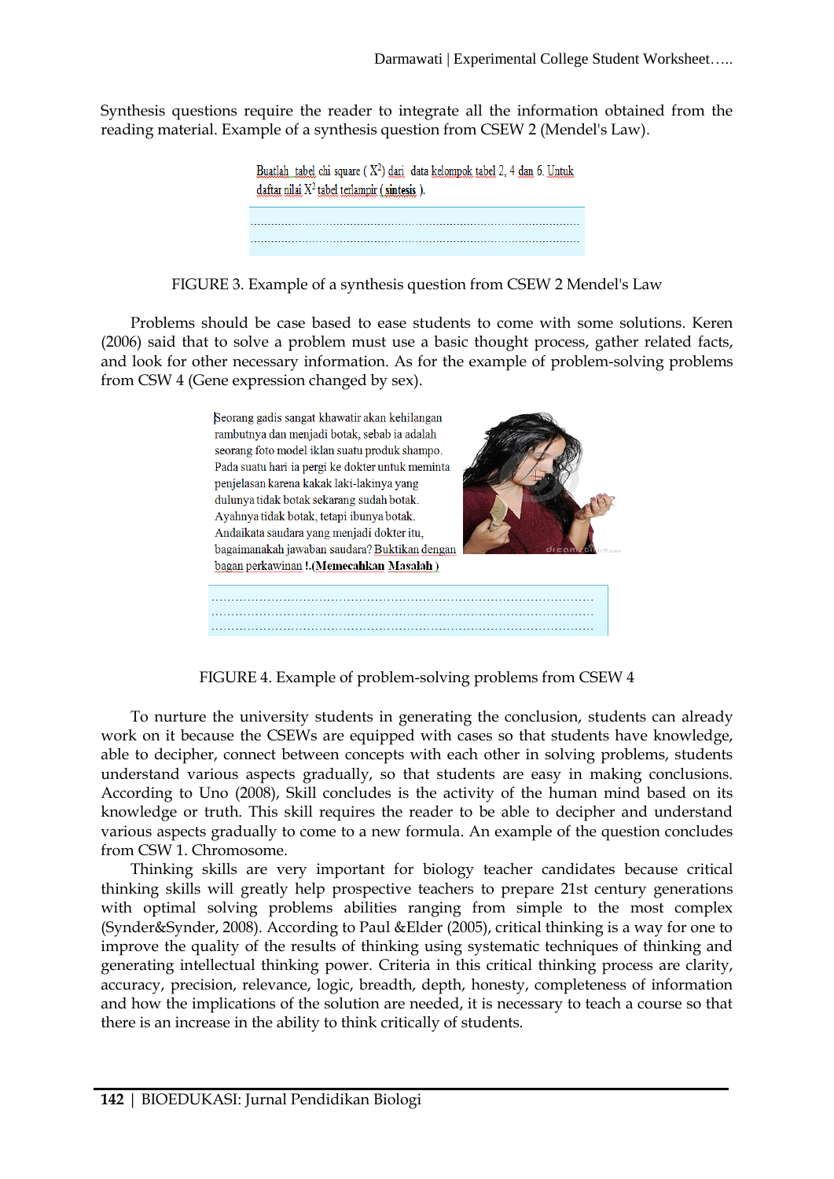Synthesis questions require the reader to integrate all the information obtained from the reading material. Example of a synthesis question from CSEW 2 (Mendel's Law).

Buatlah tabel chi square ( $X^2$) dari data kelompok tabel 2, 4 dan 6. Untuk daftar nilai $X^2$ tabel terlampir ( **sintesis** ).

.......................................................................................................
.......................................................................................................

FIGURE 3. Example of a synthesis question from CSEW 2 Mendel's Law

Problems should be case based to ease students to come with some solutions. Keren (2006) said that to solve a problem must use a basic thought process, gather related facts, and look for other necessary information. As for the example of problem-solving problems from CSW 4 (Gene expression changed by sex).

Seorang gadis sangat khawatir akan kehilangan rambutnya dan menjadi botak, sebab ia adalah seorang foto model iklan suatu produk shampo. Pada suatu hari ia pergi ke dokter untuk meminta penjelasan karena kakak laki-lakinya yang dulunya tidak botak sekarang sudah botak. Ayahnya tidak botak, tetapi ibunya botak. Andaikata saudara yang menjadi dokter itu, bagaimanakah jawaban saudara? Buktikan dengan bagan perkawinan !.(**Memecahkan Masalah** )

.......................................................................................................
.......................................................................................................
.......................................................................................................

FIGURE 4. Example of problem-solving problems from CSEW 4

To nurture the university students in generating the conclusion, students can already work on it because the CSEWs are equipped with cases so that students have knowledge, able to decipher, connect between concepts with each other in solving problems, students understand various aspects gradually, so that students are easy in making conclusions. According to Uno (2008), Skill concludes is the activity of the human mind based on its knowledge or truth. This skill requires the reader to be able to decipher and understand various aspects gradually to come to a new formula. An example of the question concludes from CSW 1. Chromosome.

Thinking skills are very important for biology teacher candidates because critical thinking skills will greatly help prospective teachers to prepare 21st century generations with optimal solving problems abilities ranging from simple to the most complex (Synder&Synder, 2008). According to Paul &Elder (2005), critical thinking is a way for one to improve the quality of the results of thinking using systematic techniques of thinking and generating intellectual thinking power. Criteria in this critical thinking process are clarity, accuracy, precision, relevance, logic, breadth, depth, honesty, completeness of information and how the implications of the solution are needed, it is necessary to teach a course so that there is an increase in the ability to think critically of students.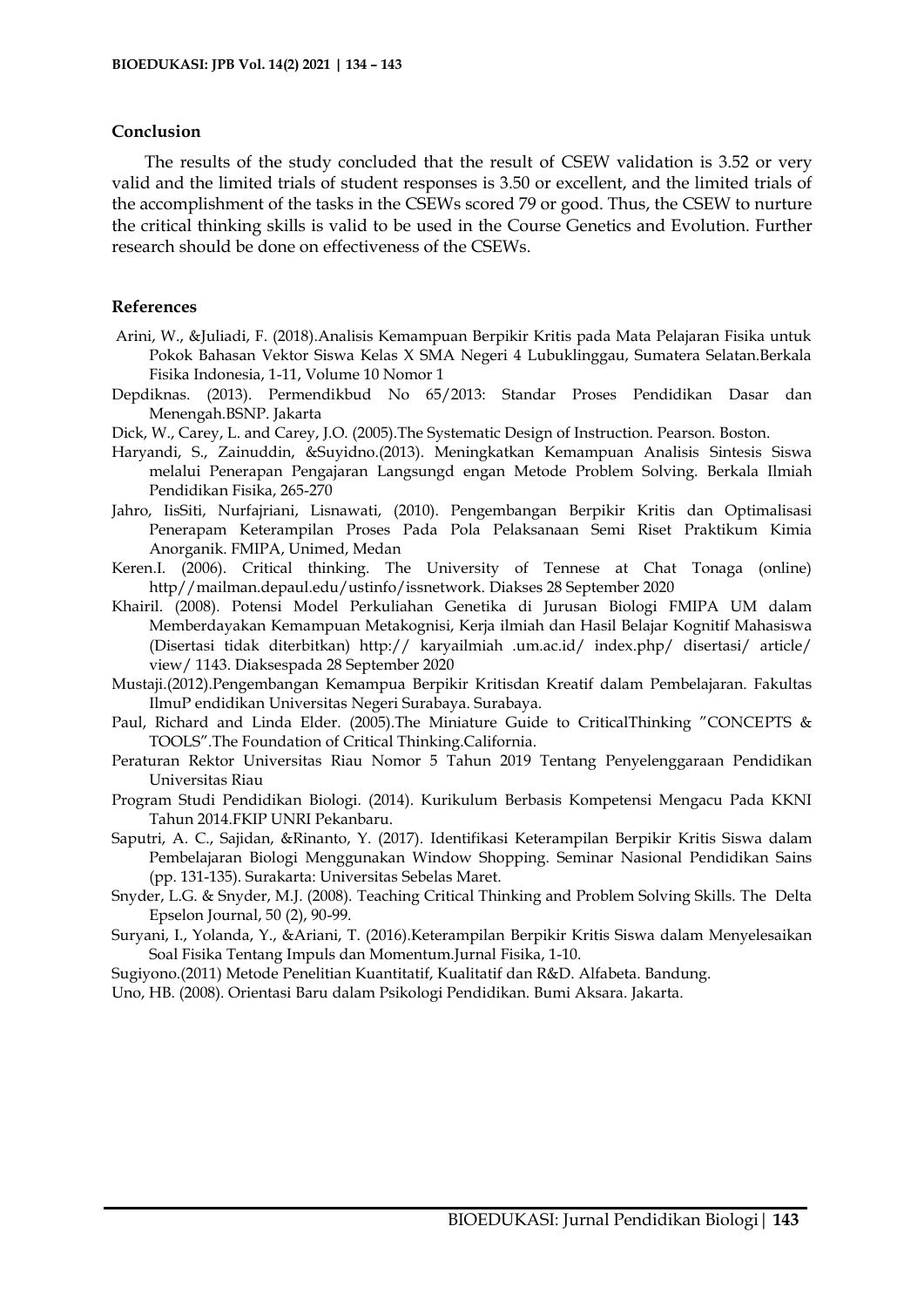## Conclusion

The results of the study concluded that the result of CSEW validation is 3.52 or very valid and the limited trials of student responses is 3.50 or excellent, and the limited trials of the accomplishment of the tasks in the CSEWs scored 79 or good. Thus, the CSEW to nurture the critical thinking skills is valid to be used in the Course Genetics and Evolution. Further research should be done on effectiveness of the CSEWs.

## References

Arini, W., &Juliadi, F. (2018).Analisis Kemampuan Berpikir Kritis pada Mata Pelajaran Fisika untuk Pokok Bahasan Vektor Siswa Kelas X SMA Negeri 4 Lubuklinggau, Sumatera Selatan.Berkala Fisika Indonesia, 1-11, Volume 10 Nomor 1

Depdiknas. (2013). Permendikbud No 65/2013: Standar Proses Pendidikan Dasar dan Menengah.BSNP. Jakarta

Dick, W., Carey, L. and Carey, J.O. (2005).The Systematic Design of Instruction. Pearson. Boston.

Haryandi, S., Zainuddin, &Suyidno.(2013). Meningkatkan Kemampuan Analisis Sintesis Siswa melalui Penerapan Pengajaran Langsungd engan Metode Problem Solving. Berkala Ilmiah Pendidikan Fisika, 265-270

Jahro, IisSiti, Nurfajriani, Lisnawati, (2010). Pengembangan Berpikir Kritis dan Optimalisasi Penerapam Keterampilan Proses Pada Pola Pelaksanaan Semi Riset Praktikum Kimia Anorganik. FMIPA, Unimed, Medan

Keren.I. (2006). Critical thinking. The University of Tennese at Chat Tonaga (online) http//mailman.depaul.edu/ustinfo/issnetwork. Diakses 28 September 2020

Khairil. (2008). Potensi Model Perkuliahan Genetika di Jurusan Biologi FMIPA UM dalam Memberdayakan Kemampuan Metakognisi, Kerja ilmiah dan Hasil Belajar Kognitif Mahasiswa (Disertasi tidak diterbitkan) http:// karyailmiah .um.ac.id/ index.php/ disertasi/ article/ view/ 1143. Diaksespada 28 September 2020

Mustaji.(2012).Pengembangan Kemampua Berpikir Kritisdan Kreatif dalam Pembelajaran. Fakultas IlmuP endidikan Universitas Negeri Surabaya. Surabaya.

Paul, Richard and Linda Elder. (2005).The Miniature Guide to CriticalThinking "CONCEPTS & TOOLS".The Foundation of Critical Thinking.California.

Peraturan Rektor Universitas Riau Nomor 5 Tahun 2019 Tentang Penyelenggaraan Pendidikan Universitas Riau

Program Studi Pendidikan Biologi. (2014). Kurikulum Berbasis Kompetensi Mengacu Pada KKNI Tahun 2014.FKIP UNRI Pekanbaru.

Saputri, A. C., Sajidan, &Rinanto, Y. (2017). Identifikasi Keterampilan Berpikir Kritis Siswa dalam Pembelajaran Biologi Menggunakan Window Shopping. Seminar Nasional Pendidikan Sains (pp. 131-135). Surakarta: Universitas Sebelas Maret.

Snyder, L.G. & Snyder, M.J. (2008). Teaching Critical Thinking and Problem Solving Skills. The Delta Epselon Journal, 50 (2), 90-99.

Suryani, I., Yolanda, Y., &Ariani, T. (2016).Keterampilan Berpikir Kritis Siswa dalam Menyelesaikan Soal Fisika Tentang Impuls dan Momentum.Jurnal Fisika, 1-10.

Sugiyono.(2011) Metode Penelitian Kuantitatif, Kualitatif dan R&D. Alfabeta. Bandung.

Uno, HB. (2008). Orientasi Baru dalam Psikologi Pendidikan. Bumi Aksara. Jakarta.